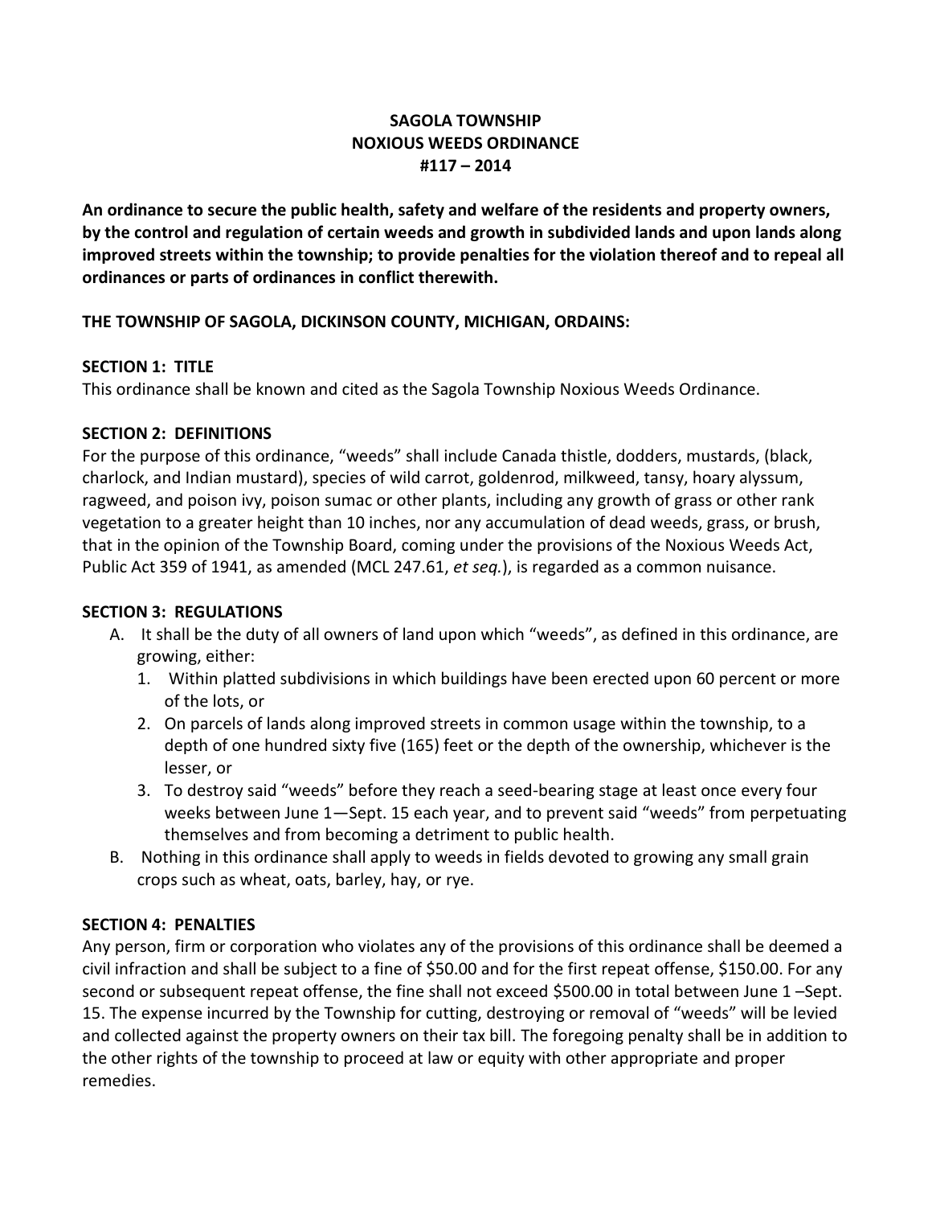# SAGOLA TOWNSHIP
# NOXIOUS WEEDS ORDINANCE
# #117 – 2014

**An ordinance to secure the public health, safety and welfare of the residents and property owners, by the control and regulation of certain weeds and growth in subdivided lands and upon lands along improved streets within the township; to provide penalties for the violation thereof and to repeal all ordinances or parts of ordinances in conflict therewith.**

**THE TOWNSHIP OF SAGOLA, DICKINSON COUNTY, MICHIGAN, ORDAINS:**

## SECTION 1: TITLE

This ordinance shall be known and cited as the Sagola Township Noxious Weeds Ordinance.

## SECTION 2: DEFINITIONS

For the purpose of this ordinance, "weeds" shall include Canada thistle, dodders, mustards, (black, charlock, and Indian mustard), species of wild carrot, goldenrod, milkweed, tansy, hoary alyssum, ragweed, and poison ivy, poison sumac or other plants, including any growth of grass or other rank vegetation to a greater height than 10 inches, nor any accumulation of dead weeds, grass, or brush, that in the opinion of the Township Board, coming under the provisions of the Noxious Weeds Act, Public Act 359 of 1941, as amended (MCL 247.61, *et seq.*), is regarded as a common nuisance.

## SECTION 3: REGULATIONS

A. It shall be the duty of all owners of land upon which "weeds", as defined in this ordinance, are growing, either:
   1. Within platted subdivisions in which buildings have been erected upon 60 percent or more of the lots, or
   2. On parcels of lands along improved streets in common usage within the township, to a depth of one hundred sixty five (165) feet or the depth of the ownership, whichever is the lesser, or
   3. To destroy said "weeds" before they reach a seed-bearing stage at least once every four weeks between June 1—Sept. 15 each year, and to prevent said "weeds" from perpetuating themselves and from becoming a detriment to public health.

B. Nothing in this ordinance shall apply to weeds in fields devoted to growing any small grain crops such as wheat, oats, barley, hay, or rye.

## SECTION 4: PENALTIES

Any person, firm or corporation who violates any of the provisions of this ordinance shall be deemed a civil infraction and shall be subject to a fine of $50.00 and for the first repeat offense, $150.00. For any second or subsequent repeat offense, the fine shall not exceed $500.00 in total between June 1 –Sept. 15. The expense incurred by the Township for cutting, destroying or removal of "weeds" will be levied and collected against the property owners on their tax bill. The foregoing penalty shall be in addition to the other rights of the township to proceed at law or equity with other appropriate and proper remedies.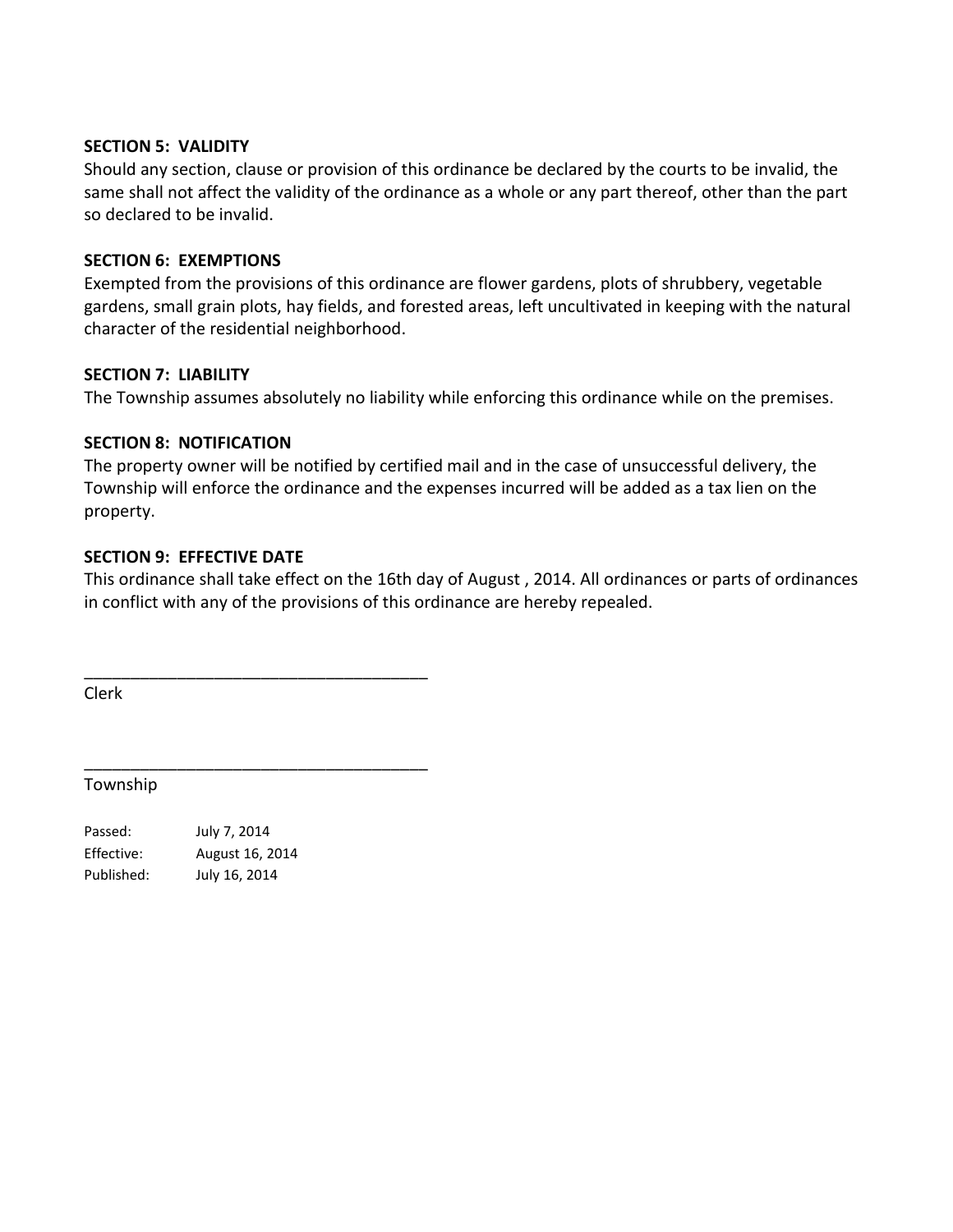**SECTION 5: VALIDITY**
Should any section, clause or provision of this ordinance be declared by the courts to be invalid, the same shall not affect the validity of the ordinance as a whole or any part thereof, other than the part so declared to be invalid.

**SECTION 6: EXEMPTIONS**
Exempted from the provisions of this ordinance are flower gardens, plots of shrubbery, vegetable gardens, small grain plots, hay fields, and forested areas, left uncultivated in keeping with the natural character of the residential neighborhood.

**SECTION 7: LIABILITY**
The Township assumes absolutely no liability while enforcing this ordinance while on the premises.

**SECTION 8: NOTIFICATION**
The property owner will be notified by certified mail and in the case of unsuccessful delivery, the Township will enforce the ordinance and the expenses incurred will be added as a tax lien on the property.

**SECTION 9: EFFECTIVE DATE**
This ordinance shall take effect on the 16th day of August , 2014. All ordinances or parts of ordinances in conflict with any of the provisions of this ordinance are hereby repealed.

\_\_\_\_\_\_\_\_\_\_\_\_\_\_\_\_\_\_\_\_\_\_\_\_\_\_\_\_\_\_\_\_\_\_\_\_
Clerk

\_\_\_\_\_\_\_\_\_\_\_\_\_\_\_\_\_\_\_\_\_\_\_\_\_\_\_\_\_\_\_\_\_\_\_\_
Township

| | |
|---|---|
| Passed: | July 7, 2014 |
| Effective: | August 16, 2014 |
| Published: | July 16, 2014 |